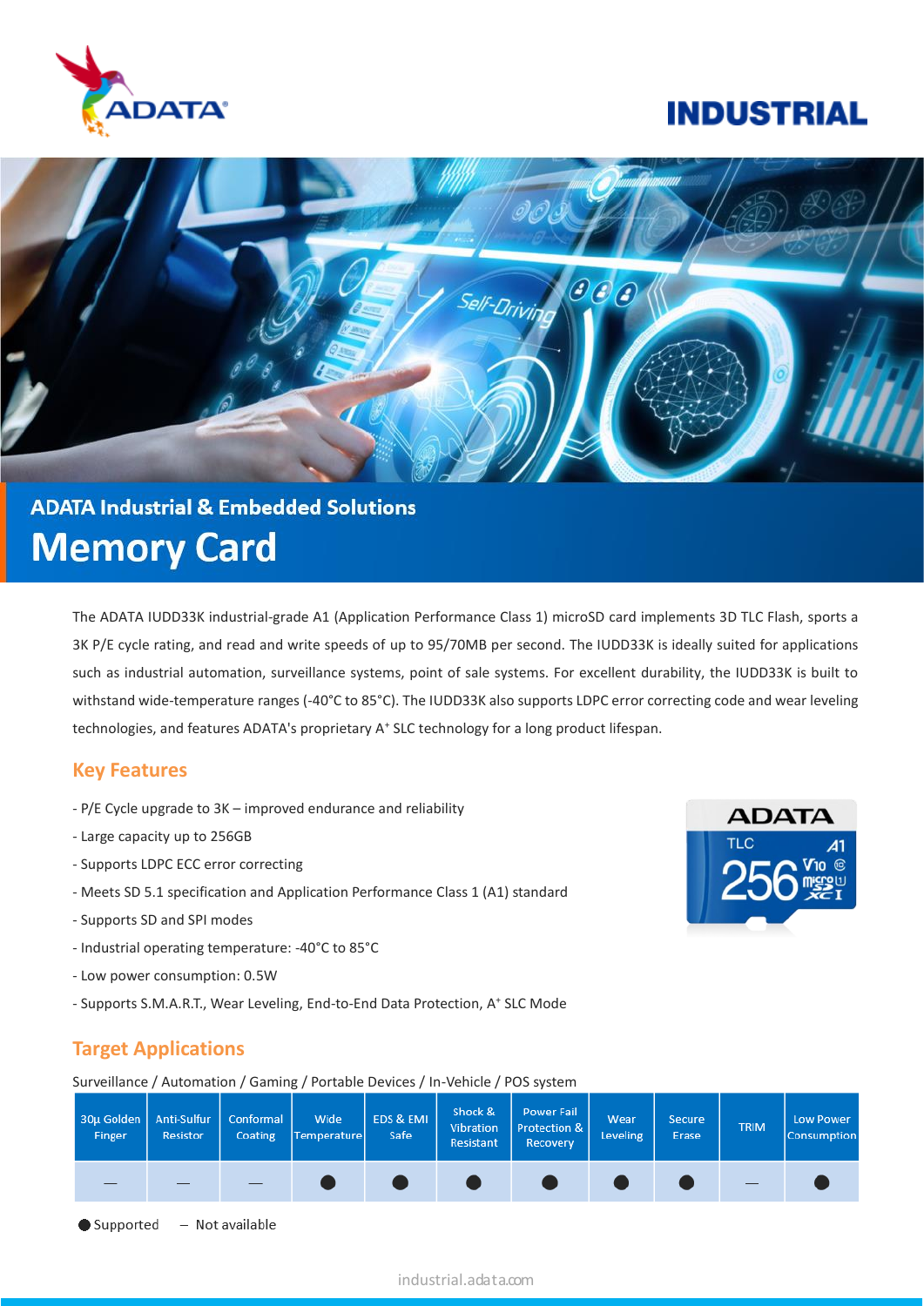ADATA

# INDUSTRIAL

## ADATA Industrial & Embedded Solutions

# Memory Card

The ADATA IUDD33K industrial-grade A1 (Application Performance Class 1) microSD card implements 3D TLC Flash, sports a 3K P/E cycle rating, and read and write speeds of up to 95/70MB per second. The IUDD33K is ideally suited for applications such as industrial automation, surveillance systems, point of sale systems. For excellent durability, the IUDD33K is built to withstand wide-temperature ranges (-40°C to 85°C). The IUDD33K also supports LDPC error correcting code and wear leveling technologies, and features ADATA's proprietary A+ SLC technology for a long product lifespan.

## Key Features

- P/E Cycle upgrade to 3K – improved endurance and reliability
- Large capacity up to 256GB
- Supports LDPC ECC error correcting
- Meets SD 5.1 specification and Application Performance Class 1 (A1) standard
- Supports SD and SPI modes
- Industrial operating temperature: -40°C to 85°C
- Low power consumption: 0.5W
- Supports S.M.A.R.T., Wear Leveling, End-to-End Data Protection, A+ SLC Mode

## Target Applications

Surveillance / Automation / Gaming / Portable Devices / In-Vehicle / POS system

| 30µ Golden Finger | Anti-Sulfur Resistor | Conformal Coating | Wide Temperature | EDS & EMI Safe | Shock & Vibration Resistant | Power Fail Protection & Recovery | Wear Leveling | Secure Erase | TRIM | Low Power Consumption |
|---|---|---|---|---|---|---|---|---|---|---|
| — | — | — | ● | ● | ● | ● | ● | ● | — | ● |

● Supported — Not available

industrial.adata.com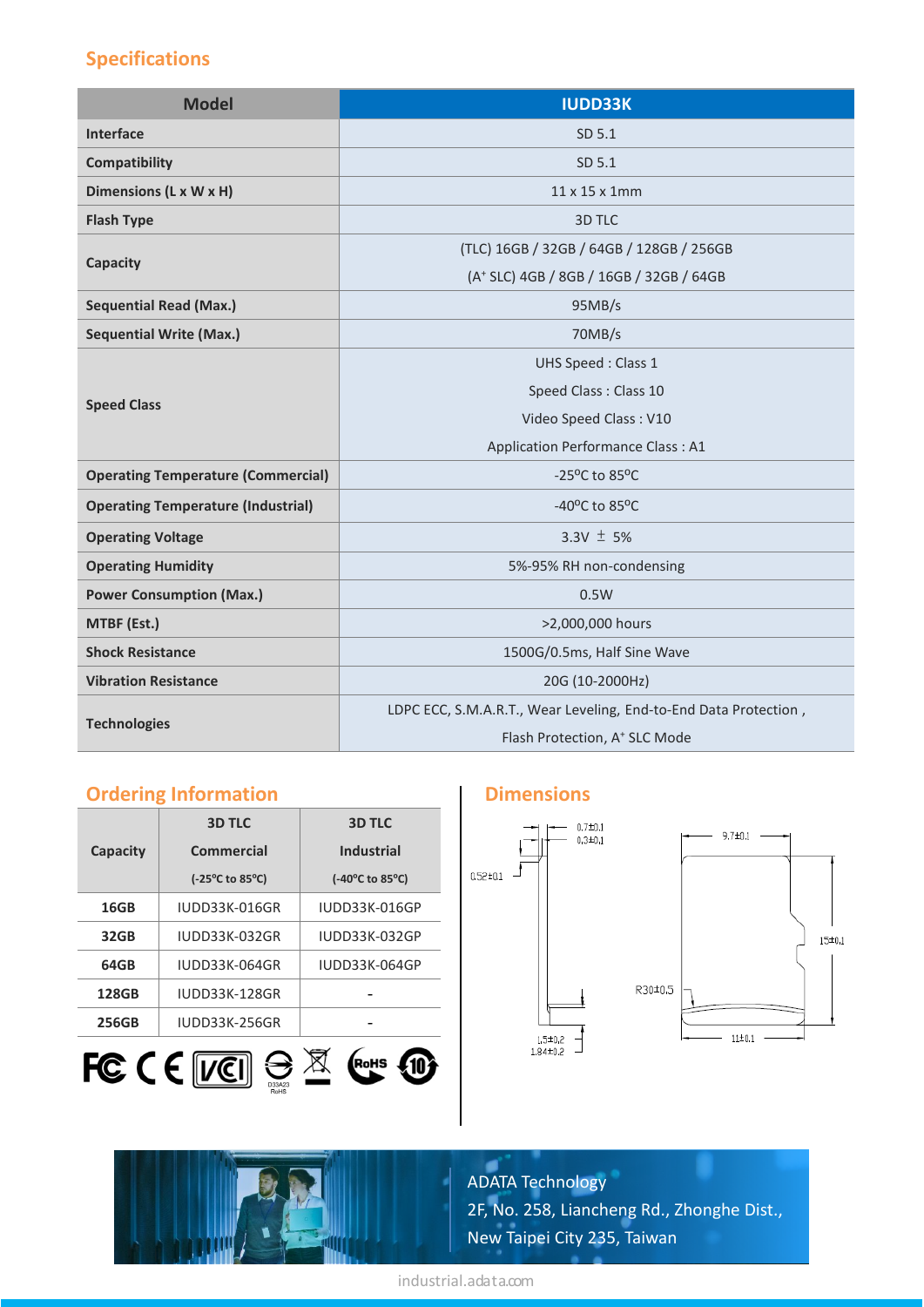## Specifications

| Model | IUDD33K |
|---|---|
| Interface | SD 5.1 |
| Compatibility | SD 5.1 |
| Dimensions (L x W x H) | 11 x 15 x 1mm |
| Flash Type | 3D TLC |
| Capacity | (TLC) 16GB / 32GB / 64GB / 128GB / 256GB<br>(A+ SLC) 4GB / 8GB / 16GB / 32GB / 64GB |
| Sequential Read (Max.) | 95MB/s |
| Sequential Write (Max.) | 70MB/s |
| Speed Class | UHS Speed : Class 1<br>Speed Class : Class 10<br>Video Speed Class : V10<br>Application Performance Class : A1 |
| Operating Temperature (Commercial) | -25ºC to 85ºC |
| Operating Temperature (Industrial) | -40ºC to 85ºC |
| Operating Voltage | 3.3V ± 5% |
| Operating Humidity | 5%-95% RH non-condensing |
| Power Consumption (Max.) | 0.5W |
| MTBF (Est.) | >2,000,000 hours |
| Shock Resistance | 1500G/0.5ms, Half Sine Wave |
| Vibration Resistance | 20G (10-2000Hz) |
| Technologies | LDPC ECC, S.M.A.R.T., Wear Leveling, End-to-End Data Protection ,<br>Flash Protection, A+ SLC Mode |

## Ordering Information

| Capacity | 3D TLC Commercial (-25ºC to 85ºC) | 3D TLC Industrial (-40ºC to 85ºC) |
|---|---|---|
| 16GB | IUDD33K-016GR | IUDD33K-016GP |
| 32GB | IUDD33K-032GR | IUDD33K-032GP |
| 64GB | IUDD33K-064GR | IUDD33K-064GP |
| 128GB | IUDD33K-128GR | - |
| 256GB | IUDD33K-256GR | - |

D33A23 RoHS

## Dimensions

0.7±0.1
0.3±0.1
0.52±0.1
1.5±0.2
1.84±0.2
9.7±0.1
15±0.1
R30±0.5
11±0.1

ADATA Technology
2F, No. 258, Liancheng Rd., Zhonghe Dist.,
New Taipei City 235, Taiwan

industrial.adata.com